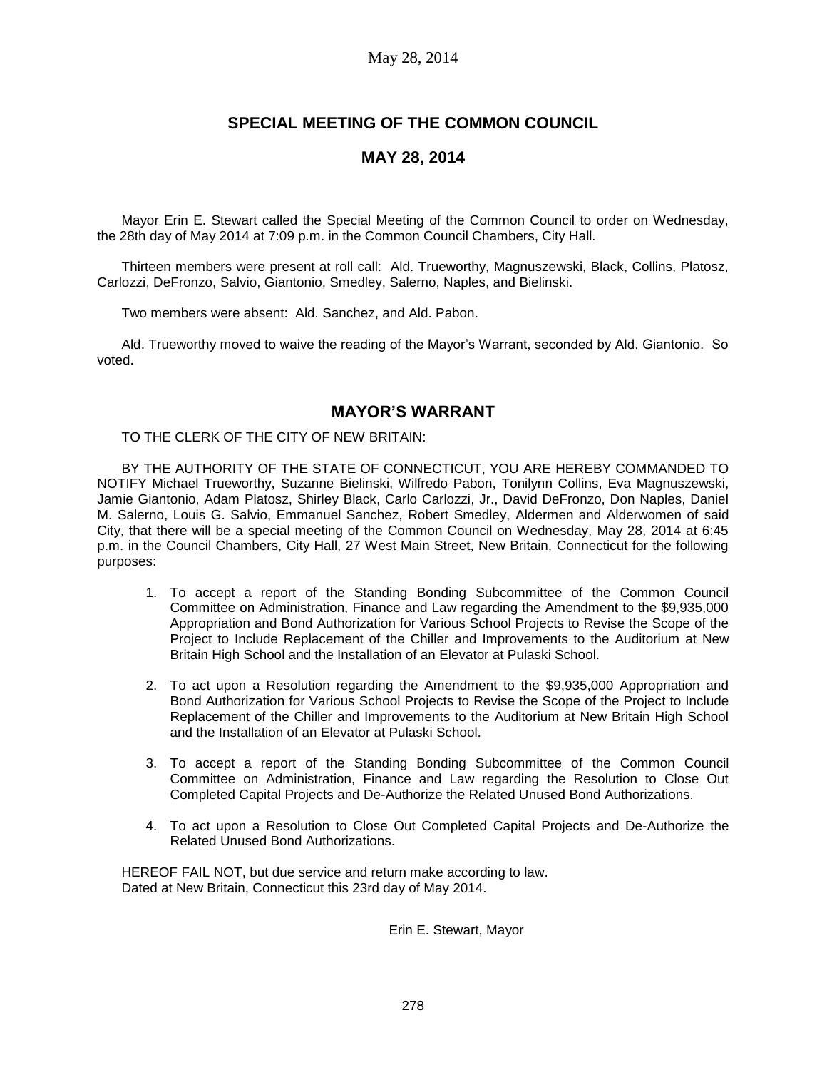May 28, 2014

# SPECIAL MEETING OF THE COMMON COUNCIL

## MAY 28, 2014

Mayor Erin E. Stewart called the Special Meeting of the Common Council to order on Wednesday, the 28th day of May 2014 at 7:09 p.m. in the Common Council Chambers, City Hall.

Thirteen members were present at roll call: Ald. Trueworthy, Magnuszewski, Black, Collins, Platosz, Carlozzi, DeFronzo, Salvio, Giantonio, Smedley, Salerno, Naples, and Bielinski.

Two members were absent: Ald. Sanchez, and Ald. Pabon.

Ald. Trueworthy moved to waive the reading of the Mayor's Warrant, seconded by Ald. Giantonio. So voted.

## MAYOR'S WARRANT

TO THE CLERK OF THE CITY OF NEW BRITAIN:

BY THE AUTHORITY OF THE STATE OF CONNECTICUT, YOU ARE HEREBY COMMANDED TO NOTIFY Michael Trueworthy, Suzanne Bielinski, Wilfredo Pabon, Tonilynn Collins, Eva Magnuszewski, Jamie Giantonio, Adam Platosz, Shirley Black, Carlo Carlozzi, Jr., David DeFronzo, Don Naples, Daniel M. Salerno, Louis G. Salvio, Emmanuel Sanchez, Robert Smedley, Aldermen and Alderwomen of said City, that there will be a special meeting of the Common Council on Wednesday, May 28, 2014 at 6:45 p.m. in the Council Chambers, City Hall, 27 West Main Street, New Britain, Connecticut for the following purposes:

1. To accept a report of the Standing Bonding Subcommittee of the Common Council Committee on Administration, Finance and Law regarding the Amendment to the $9,935,000 Appropriation and Bond Authorization for Various School Projects to Revise the Scope of the Project to Include Replacement of the Chiller and Improvements to the Auditorium at New Britain High School and the Installation of an Elevator at Pulaski School.
2. To act upon a Resolution regarding the Amendment to the $9,935,000 Appropriation and Bond Authorization for Various School Projects to Revise the Scope of the Project to Include Replacement of the Chiller and Improvements to the Auditorium at New Britain High School and the Installation of an Elevator at Pulaski School.
3. To accept a report of the Standing Bonding Subcommittee of the Common Council Committee on Administration, Finance and Law regarding the Resolution to Close Out Completed Capital Projects and De-Authorize the Related Unused Bond Authorizations.
4. To act upon a Resolution to Close Out Completed Capital Projects and De-Authorize the Related Unused Bond Authorizations.

HEREOF FAIL NOT, but due service and return make according to law.
Dated at New Britain, Connecticut this 23rd day of May 2014.

Erin E. Stewart, Mayor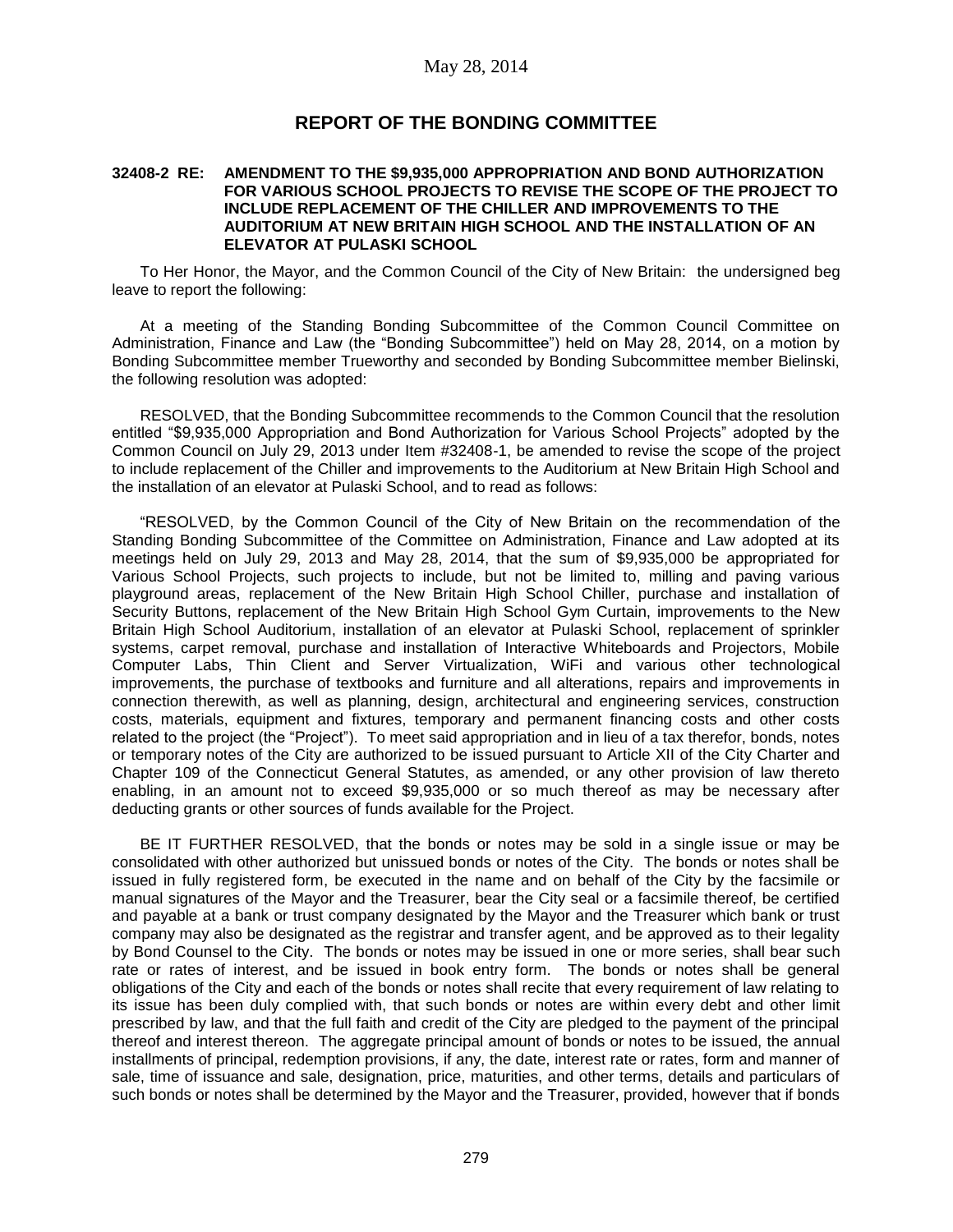May 28, 2014

## REPORT OF THE BONDING COMMITTEE

**32408-2 RE: AMENDMENT TO THE $9,935,000 APPROPRIATION AND BOND AUTHORIZATION FOR VARIOUS SCHOOL PROJECTS TO REVISE THE SCOPE OF THE PROJECT TO INCLUDE REPLACEMENT OF THE CHILLER AND IMPROVEMENTS TO THE AUDITORIUM AT NEW BRITAIN HIGH SCHOOL AND THE INSTALLATION OF AN ELEVATOR AT PULASKI SCHOOL**

To Her Honor, the Mayor, and the Common Council of the City of New Britain: the undersigned beg leave to report the following:

At a meeting of the Standing Bonding Subcommittee of the Common Council Committee on Administration, Finance and Law (the "Bonding Subcommittee") held on May 28, 2014, on a motion by Bonding Subcommittee member Trueworthy and seconded by Bonding Subcommittee member Bielinski, the following resolution was adopted:

RESOLVED, that the Bonding Subcommittee recommends to the Common Council that the resolution entitled "$9,935,000 Appropriation and Bond Authorization for Various School Projects" adopted by the Common Council on July 29, 2013 under Item #32408-1, be amended to revise the scope of the project to include replacement of the Chiller and improvements to the Auditorium at New Britain High School and the installation of an elevator at Pulaski School, and to read as follows:

"RESOLVED, by the Common Council of the City of New Britain on the recommendation of the Standing Bonding Subcommittee of the Committee on Administration, Finance and Law adopted at its meetings held on July 29, 2013 and May 28, 2014, that the sum of $9,935,000 be appropriated for Various School Projects, such projects to include, but not be limited to, milling and paving various playground areas, replacement of the New Britain High School Chiller, purchase and installation of Security Buttons, replacement of the New Britain High School Gym Curtain, improvements to the New Britain High School Auditorium, installation of an elevator at Pulaski School, replacement of sprinkler systems, carpet removal, purchase and installation of Interactive Whiteboards and Projectors, Mobile Computer Labs, Thin Client and Server Virtualization, WiFi and various other technological improvements, the purchase of textbooks and furniture and all alterations, repairs and improvements in connection therewith, as well as planning, design, architectural and engineering services, construction costs, materials, equipment and fixtures, temporary and permanent financing costs and other costs related to the project (the "Project"). To meet said appropriation and in lieu of a tax therefor, bonds, notes or temporary notes of the City are authorized to be issued pursuant to Article XII of the City Charter and Chapter 109 of the Connecticut General Statutes, as amended, or any other provision of law thereto enabling, in an amount not to exceed $9,935,000 or so much thereof as may be necessary after deducting grants or other sources of funds available for the Project.

BE IT FURTHER RESOLVED, that the bonds or notes may be sold in a single issue or may be consolidated with other authorized but unissued bonds or notes of the City. The bonds or notes shall be issued in fully registered form, be executed in the name and on behalf of the City by the facsimile or manual signatures of the Mayor and the Treasurer, bear the City seal or a facsimile thereof, be certified and payable at a bank or trust company designated by the Mayor and the Treasurer which bank or trust company may also be designated as the registrar and transfer agent, and be approved as to their legality by Bond Counsel to the City. The bonds or notes may be issued in one or more series, shall bear such rate or rates of interest, and be issued in book entry form. The bonds or notes shall be general obligations of the City and each of the bonds or notes shall recite that every requirement of law relating to its issue has been duly complied with, that such bonds or notes are within every debt and other limit prescribed by law, and that the full faith and credit of the City are pledged to the payment of the principal thereof and interest thereon. The aggregate principal amount of bonds or notes to be issued, the annual installments of principal, redemption provisions, if any, the date, interest rate or rates, form and manner of sale, time of issuance and sale, designation, price, maturities, and other terms, details and particulars of such bonds or notes shall be determined by the Mayor and the Treasurer, provided, however that if bonds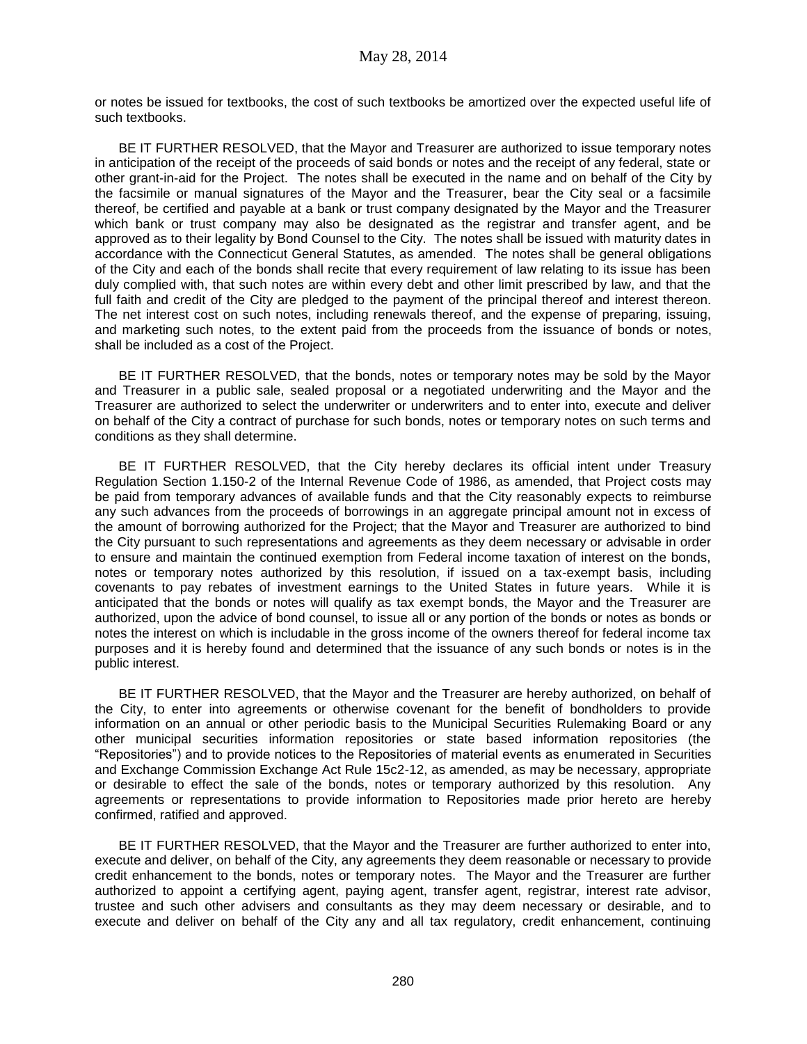or notes be issued for textbooks, the cost of such textbooks be amortized over the expected useful life of such textbooks.

BE IT FURTHER RESOLVED, that the Mayor and Treasurer are authorized to issue temporary notes in anticipation of the receipt of the proceeds of said bonds or notes and the receipt of any federal, state or other grant-in-aid for the Project. The notes shall be executed in the name and on behalf of the City by the facsimile or manual signatures of the Mayor and the Treasurer, bear the City seal or a facsimile thereof, be certified and payable at a bank or trust company designated by the Mayor and the Treasurer which bank or trust company may also be designated as the registrar and transfer agent, and be approved as to their legality by Bond Counsel to the City. The notes shall be issued with maturity dates in accordance with the Connecticut General Statutes, as amended. The notes shall be general obligations of the City and each of the bonds shall recite that every requirement of law relating to its issue has been duly complied with, that such notes are within every debt and other limit prescribed by law, and that the full faith and credit of the City are pledged to the payment of the principal thereof and interest thereon. The net interest cost on such notes, including renewals thereof, and the expense of preparing, issuing, and marketing such notes, to the extent paid from the proceeds from the issuance of bonds or notes, shall be included as a cost of the Project.

BE IT FURTHER RESOLVED, that the bonds, notes or temporary notes may be sold by the Mayor and Treasurer in a public sale, sealed proposal or a negotiated underwriting and the Mayor and the Treasurer are authorized to select the underwriter or underwriters and to enter into, execute and deliver on behalf of the City a contract of purchase for such bonds, notes or temporary notes on such terms and conditions as they shall determine.

BE IT FURTHER RESOLVED, that the City hereby declares its official intent under Treasury Regulation Section 1.150-2 of the Internal Revenue Code of 1986, as amended, that Project costs may be paid from temporary advances of available funds and that the City reasonably expects to reimburse any such advances from the proceeds of borrowings in an aggregate principal amount not in excess of the amount of borrowing authorized for the Project; that the Mayor and Treasurer are authorized to bind the City pursuant to such representations and agreements as they deem necessary or advisable in order to ensure and maintain the continued exemption from Federal income taxation of interest on the bonds, notes or temporary notes authorized by this resolution, if issued on a tax-exempt basis, including covenants to pay rebates of investment earnings to the United States in future years. While it is anticipated that the bonds or notes will qualify as tax exempt bonds, the Mayor and the Treasurer are authorized, upon the advice of bond counsel, to issue all or any portion of the bonds or notes as bonds or notes the interest on which is includable in the gross income of the owners thereof for federal income tax purposes and it is hereby found and determined that the issuance of any such bonds or notes is in the public interest.

BE IT FURTHER RESOLVED, that the Mayor and the Treasurer are hereby authorized, on behalf of the City, to enter into agreements or otherwise covenant for the benefit of bondholders to provide information on an annual or other periodic basis to the Municipal Securities Rulemaking Board or any other municipal securities information repositories or state based information repositories (the "Repositories") and to provide notices to the Repositories of material events as enumerated in Securities and Exchange Commission Exchange Act Rule 15c2-12, as amended, as may be necessary, appropriate or desirable to effect the sale of the bonds, notes or temporary authorized by this resolution. Any agreements or representations to provide information to Repositories made prior hereto are hereby confirmed, ratified and approved.

BE IT FURTHER RESOLVED, that the Mayor and the Treasurer are further authorized to enter into, execute and deliver, on behalf of the City, any agreements they deem reasonable or necessary to provide credit enhancement to the bonds, notes or temporary notes. The Mayor and the Treasurer are further authorized to appoint a certifying agent, paying agent, transfer agent, registrar, interest rate advisor, trustee and such other advisers and consultants as they may deem necessary or desirable, and to execute and deliver on behalf of the City any and all tax regulatory, credit enhancement, continuing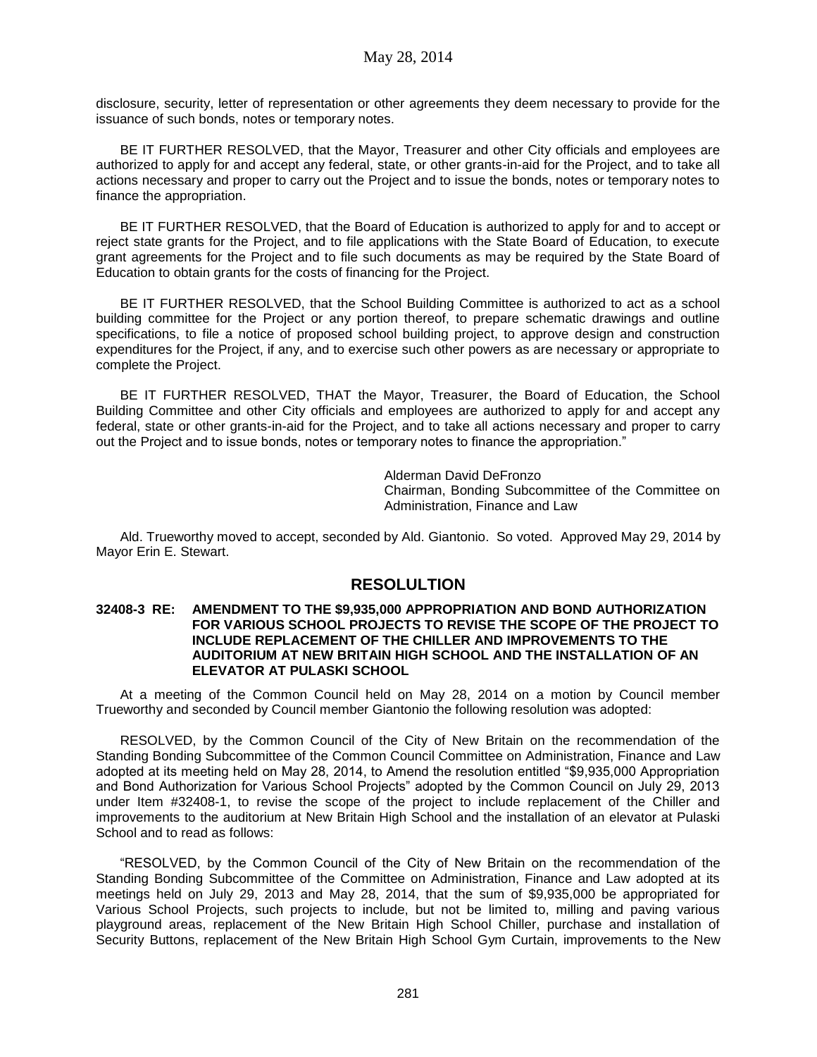disclosure, security, letter of representation or other agreements they deem necessary to provide for the issuance of such bonds, notes or temporary notes.

BE IT FURTHER RESOLVED, that the Mayor, Treasurer and other City officials and employees are authorized to apply for and accept any federal, state, or other grants-in-aid for the Project, and to take all actions necessary and proper to carry out the Project and to issue the bonds, notes or temporary notes to finance the appropriation.

BE IT FURTHER RESOLVED, that the Board of Education is authorized to apply for and to accept or reject state grants for the Project, and to file applications with the State Board of Education, to execute grant agreements for the Project and to file such documents as may be required by the State Board of Education to obtain grants for the costs of financing for the Project.

BE IT FURTHER RESOLVED, that the School Building Committee is authorized to act as a school building committee for the Project or any portion thereof, to prepare schematic drawings and outline specifications, to file a notice of proposed school building project, to approve design and construction expenditures for the Project, if any, and to exercise such other powers as are necessary or appropriate to complete the Project.

BE IT FURTHER RESOLVED, THAT the Mayor, Treasurer, the Board of Education, the School Building Committee and other City officials and employees are authorized to apply for and accept any federal, state or other grants-in-aid for the Project, and to take all actions necessary and proper to carry out the Project and to issue bonds, notes or temporary notes to finance the appropriation."

Alderman David DeFronzo
Chairman, Bonding Subcommittee of the Committee on Administration, Finance and Law

Ald. Trueworthy moved to accept, seconded by Ald. Giantonio. So voted. Approved May 29, 2014 by Mayor Erin E. Stewart.

## RESOLULTION

**32408-3 RE: AMENDMENT TO THE $9,935,000 APPROPRIATION AND BOND AUTHORIZATION FOR VARIOUS SCHOOL PROJECTS TO REVISE THE SCOPE OF THE PROJECT TO INCLUDE REPLACEMENT OF THE CHILLER AND IMPROVEMENTS TO THE AUDITORIUM AT NEW BRITAIN HIGH SCHOOL AND THE INSTALLATION OF AN ELEVATOR AT PULASKI SCHOOL**

At a meeting of the Common Council held on May 28, 2014 on a motion by Council member Trueworthy and seconded by Council member Giantonio the following resolution was adopted:

RESOLVED, by the Common Council of the City of New Britain on the recommendation of the Standing Bonding Subcommittee of the Common Council Committee on Administration, Finance and Law adopted at its meeting held on May 28, 2014, to Amend the resolution entitled "$9,935,000 Appropriation and Bond Authorization for Various School Projects" adopted by the Common Council on July 29, 2013 under Item #32408-1, to revise the scope of the project to include replacement of the Chiller and improvements to the auditorium at New Britain High School and the installation of an elevator at Pulaski School and to read as follows:

"RESOLVED, by the Common Council of the City of New Britain on the recommendation of the Standing Bonding Subcommittee of the Committee on Administration, Finance and Law adopted at its meetings held on July 29, 2013 and May 28, 2014, that the sum of $9,935,000 be appropriated for Various School Projects, such projects to include, but not be limited to, milling and paving various playground areas, replacement of the New Britain High School Chiller, purchase and installation of Security Buttons, replacement of the New Britain High School Gym Curtain, improvements to the New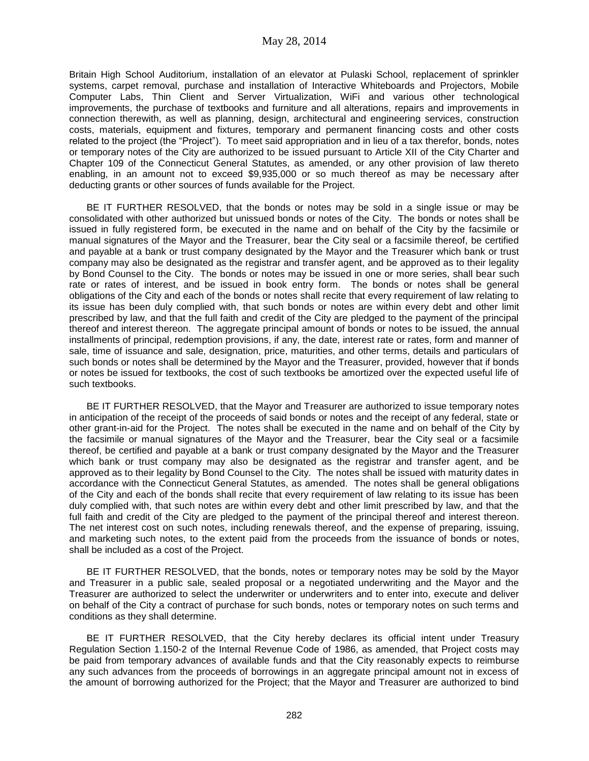Britain High School Auditorium, installation of an elevator at Pulaski School, replacement of sprinkler systems, carpet removal, purchase and installation of Interactive Whiteboards and Projectors, Mobile Computer Labs, Thin Client and Server Virtualization, WiFi and various other technological improvements, the purchase of textbooks and furniture and all alterations, repairs and improvements in connection therewith, as well as planning, design, architectural and engineering services, construction costs, materials, equipment and fixtures, temporary and permanent financing costs and other costs related to the project (the "Project"). To meet said appropriation and in lieu of a tax therefor, bonds, notes or temporary notes of the City are authorized to be issued pursuant to Article XII of the City Charter and Chapter 109 of the Connecticut General Statutes, as amended, or any other provision of law thereto enabling, in an amount not to exceed $9,935,000 or so much thereof as may be necessary after deducting grants or other sources of funds available for the Project.

BE IT FURTHER RESOLVED, that the bonds or notes may be sold in a single issue or may be consolidated with other authorized but unissued bonds or notes of the City. The bonds or notes shall be issued in fully registered form, be executed in the name and on behalf of the City by the facsimile or manual signatures of the Mayor and the Treasurer, bear the City seal or a facsimile thereof, be certified and payable at a bank or trust company designated by the Mayor and the Treasurer which bank or trust company may also be designated as the registrar and transfer agent, and be approved as to their legality by Bond Counsel to the City. The bonds or notes may be issued in one or more series, shall bear such rate or rates of interest, and be issued in book entry form. The bonds or notes shall be general obligations of the City and each of the bonds or notes shall recite that every requirement of law relating to its issue has been duly complied with, that such bonds or notes are within every debt and other limit prescribed by law, and that the full faith and credit of the City are pledged to the payment of the principal thereof and interest thereon. The aggregate principal amount of bonds or notes to be issued, the annual installments of principal, redemption provisions, if any, the date, interest rate or rates, form and manner of sale, time of issuance and sale, designation, price, maturities, and other terms, details and particulars of such bonds or notes shall be determined by the Mayor and the Treasurer, provided, however that if bonds or notes be issued for textbooks, the cost of such textbooks be amortized over the expected useful life of such textbooks.

BE IT FURTHER RESOLVED, that the Mayor and Treasurer are authorized to issue temporary notes in anticipation of the receipt of the proceeds of said bonds or notes and the receipt of any federal, state or other grant-in-aid for the Project. The notes shall be executed in the name and on behalf of the City by the facsimile or manual signatures of the Mayor and the Treasurer, bear the City seal or a facsimile thereof, be certified and payable at a bank or trust company designated by the Mayor and the Treasurer which bank or trust company may also be designated as the registrar and transfer agent, and be approved as to their legality by Bond Counsel to the City. The notes shall be issued with maturity dates in accordance with the Connecticut General Statutes, as amended. The notes shall be general obligations of the City and each of the bonds shall recite that every requirement of law relating to its issue has been duly complied with, that such notes are within every debt and other limit prescribed by law, and that the full faith and credit of the City are pledged to the payment of the principal thereof and interest thereon. The net interest cost on such notes, including renewals thereof, and the expense of preparing, issuing, and marketing such notes, to the extent paid from the proceeds from the issuance of bonds or notes, shall be included as a cost of the Project.

BE IT FURTHER RESOLVED, that the bonds, notes or temporary notes may be sold by the Mayor and Treasurer in a public sale, sealed proposal or a negotiated underwriting and the Mayor and the Treasurer are authorized to select the underwriter or underwriters and to enter into, execute and deliver on behalf of the City a contract of purchase for such bonds, notes or temporary notes on such terms and conditions as they shall determine.

BE IT FURTHER RESOLVED, that the City hereby declares its official intent under Treasury Regulation Section 1.150-2 of the Internal Revenue Code of 1986, as amended, that Project costs may be paid from temporary advances of available funds and that the City reasonably expects to reimburse any such advances from the proceeds of borrowings in an aggregate principal amount not in excess of the amount of borrowing authorized for the Project; that the Mayor and Treasurer are authorized to bind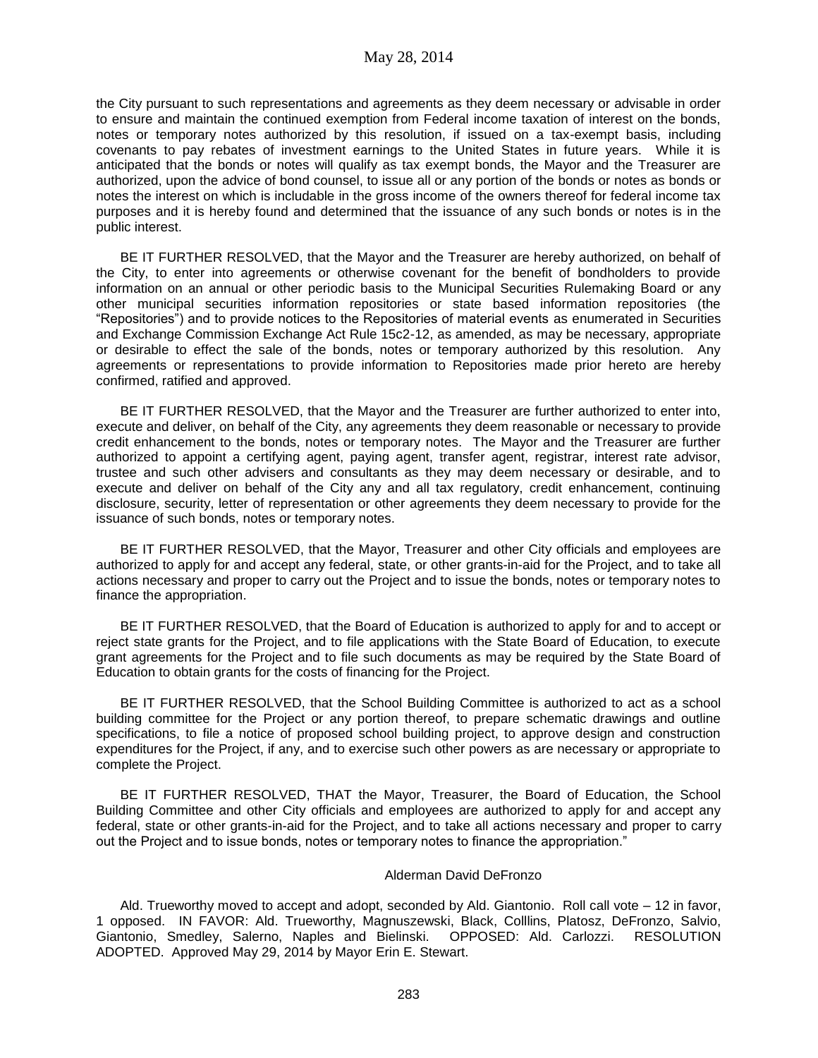the City pursuant to such representations and agreements as they deem necessary or advisable in order to ensure and maintain the continued exemption from Federal income taxation of interest on the bonds, notes or temporary notes authorized by this resolution, if issued on a tax-exempt basis, including covenants to pay rebates of investment earnings to the United States in future years. While it is anticipated that the bonds or notes will qualify as tax exempt bonds, the Mayor and the Treasurer are authorized, upon the advice of bond counsel, to issue all or any portion of the bonds or notes as bonds or notes the interest on which is includable in the gross income of the owners thereof for federal income tax purposes and it is hereby found and determined that the issuance of any such bonds or notes is in the public interest.

BE IT FURTHER RESOLVED, that the Mayor and the Treasurer are hereby authorized, on behalf of the City, to enter into agreements or otherwise covenant for the benefit of bondholders to provide information on an annual or other periodic basis to the Municipal Securities Rulemaking Board or any other municipal securities information repositories or state based information repositories (the "Repositories") and to provide notices to the Repositories of material events as enumerated in Securities and Exchange Commission Exchange Act Rule 15c2-12, as amended, as may be necessary, appropriate or desirable to effect the sale of the bonds, notes or temporary authorized by this resolution. Any agreements or representations to provide information to Repositories made prior hereto are hereby confirmed, ratified and approved.

BE IT FURTHER RESOLVED, that the Mayor and the Treasurer are further authorized to enter into, execute and deliver, on behalf of the City, any agreements they deem reasonable or necessary to provide credit enhancement to the bonds, notes or temporary notes. The Mayor and the Treasurer are further authorized to appoint a certifying agent, paying agent, transfer agent, registrar, interest rate advisor, trustee and such other advisers and consultants as they may deem necessary or desirable, and to execute and deliver on behalf of the City any and all tax regulatory, credit enhancement, continuing disclosure, security, letter of representation or other agreements they deem necessary to provide for the issuance of such bonds, notes or temporary notes.

BE IT FURTHER RESOLVED, that the Mayor, Treasurer and other City officials and employees are authorized to apply for and accept any federal, state, or other grants-in-aid for the Project, and to take all actions necessary and proper to carry out the Project and to issue the bonds, notes or temporary notes to finance the appropriation.

BE IT FURTHER RESOLVED, that the Board of Education is authorized to apply for and to accept or reject state grants for the Project, and to file applications with the State Board of Education, to execute grant agreements for the Project and to file such documents as may be required by the State Board of Education to obtain grants for the costs of financing for the Project.

BE IT FURTHER RESOLVED, that the School Building Committee is authorized to act as a school building committee for the Project or any portion thereof, to prepare schematic drawings and outline specifications, to file a notice of proposed school building project, to approve design and construction expenditures for the Project, if any, and to exercise such other powers as are necessary or appropriate to complete the Project.

BE IT FURTHER RESOLVED, THAT the Mayor, Treasurer, the Board of Education, the School Building Committee and other City officials and employees are authorized to apply for and accept any federal, state or other grants-in-aid for the Project, and to take all actions necessary and proper to carry out the Project and to issue bonds, notes or temporary notes to finance the appropriation."

Alderman David DeFronzo

Ald. Trueworthy moved to accept and adopt, seconded by Ald. Giantonio. Roll call vote – 12 in favor, 1 opposed. IN FAVOR: Ald. Trueworthy, Magnuszewski, Black, Colllins, Platosz, DeFronzo, Salvio, Giantonio, Smedley, Salerno, Naples and Bielinski. OPPOSED: Ald. Carlozzi. RESOLUTION ADOPTED. Approved May 29, 2014 by Mayor Erin E. Stewart.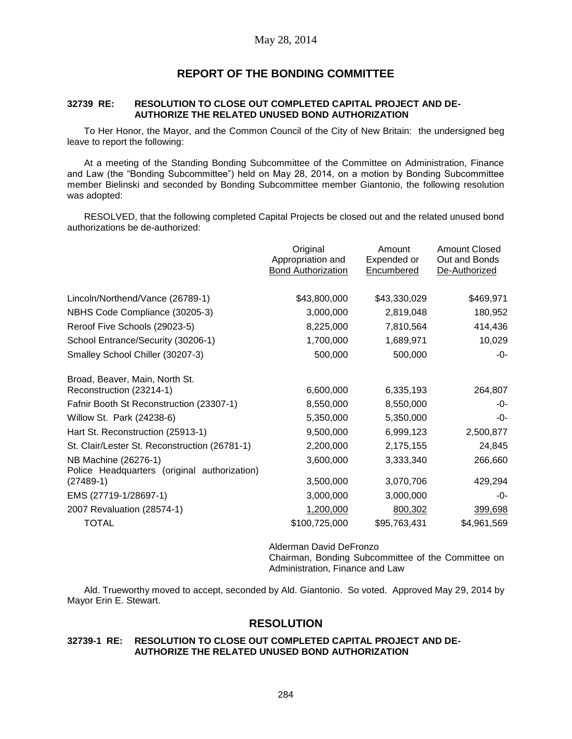May 28, 2014

## REPORT OF THE BONDING COMMITTEE

**32739 RE: RESOLUTION TO CLOSE OUT COMPLETED CAPITAL PROJECT AND DE-AUTHORIZE THE RELATED UNUSED BOND AUTHORIZATION**

To Her Honor, the Mayor, and the Common Council of the City of New Britain: the undersigned beg leave to report the following:

At a meeting of the Standing Bonding Subcommittee of the Committee on Administration, Finance and Law (the "Bonding Subcommittee") held on May 28, 2014, on a motion by Bonding Subcommittee member Bielinski and seconded by Bonding Subcommittee member Giantonio, the following resolution was adopted:

RESOLVED, that the following completed Capital Projects be closed out and the related unused bond authorizations be de-authorized:

| | Original Appropriation and Bond Authorization | Amount Expended or Encumbered | Amount Closed Out and Bonds De-Authorized |
|---|---|---|---|
| Lincoln/Northend/Vance (26789-1) | $43,800,000 | $43,330,029 | $469,971 |
| NBHS Code Compliance (30205-3) | 3,000,000 | 2,819,048 | 180,952 |
| Reroof Five Schools (29023-5) | 8,225,000 | 7,810,564 | 414,436 |
| School Entrance/Security (30206-1) | 1,700,000 | 1,689,971 | 10,029 |
| Smalley School Chiller (30207-3) | 500,000 | 500,000 | -0- |
| Broad, Beaver, Main, North St. Reconstruction (23214-1) | 6,600,000 | 6,335,193 | 264,807 |
| Fafnir Booth St Reconstruction (23307-1) | 8,550,000 | 8,550,000 | -0- |
| Willow St. Park (24238-6) | 5,350,000 | 5,350,000 | -0- |
| Hart St. Reconstruction (25913-1) | 9,500,000 | 6,999,123 | 2,500,877 |
| St. Clair/Lester St. Reconstruction (26781-1) | 2,200,000 | 2,175,155 | 24,845 |
| NB Machine (26276-1) | 3,600,000 | 3,333,340 | 266,660 |
| Police Headquarters (original authorization) (27489-1) | 3,500,000 | 3,070,706 | 429,294 |
| EMS (27719-1/28697-1) | 3,000,000 | 3,000,000 | -0- |
| 2007 Revaluation (28574-1) | 1,200,000 | 800,302 | 399,698 |
| TOTAL | $100,725,000 | $95,763,431 | $4,961,569 |

Alderman David DeFronzo
Chairman, Bonding Subcommittee of the Committee on Administration, Finance and Law

Ald. Trueworthy moved to accept, seconded by Ald. Giantonio. So voted. Approved May 29, 2014 by Mayor Erin E. Stewart.

## RESOLUTION

**32739-1 RE: RESOLUTION TO CLOSE OUT COMPLETED CAPITAL PROJECT AND DE-AUTHORIZE THE RELATED UNUSED BOND AUTHORIZATION**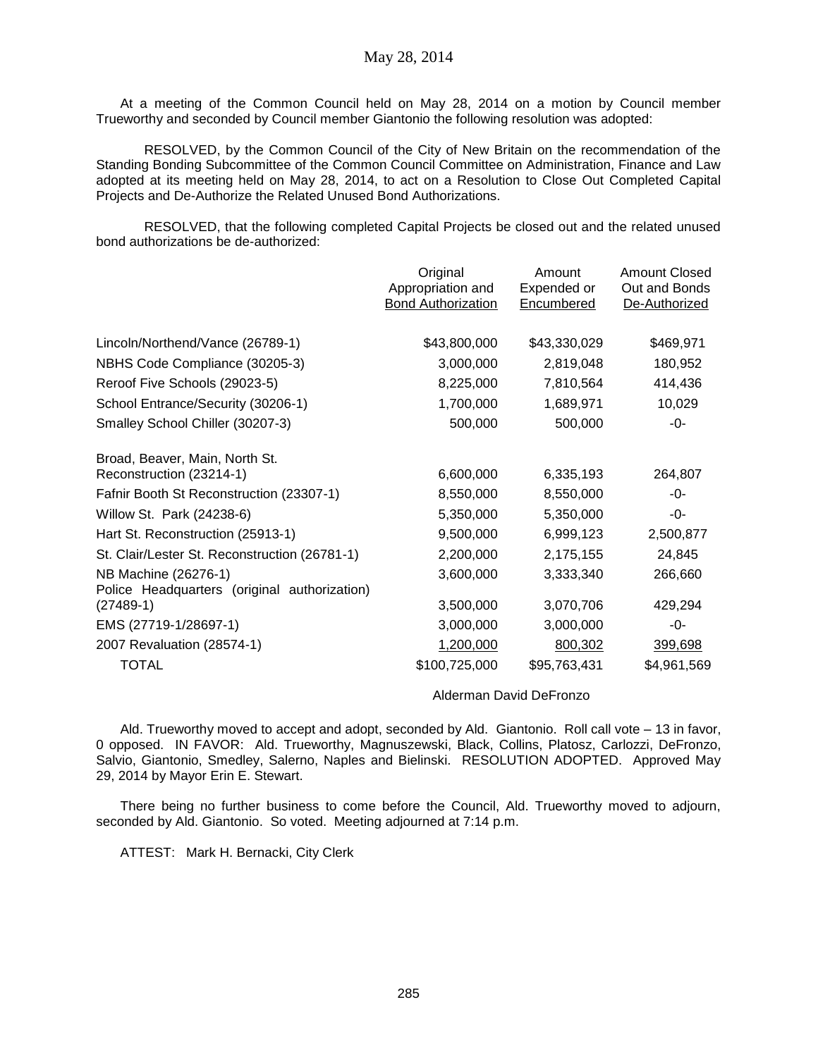May 28, 2014

At a meeting of the Common Council held on May 28, 2014 on a motion by Council member Trueworthy and seconded by Council member Giantonio the following resolution was adopted:

RESOLVED, by the Common Council of the City of New Britain on the recommendation of the Standing Bonding Subcommittee of the Common Council Committee on Administration, Finance and Law adopted at its meeting held on May 28, 2014, to act on a Resolution to Close Out Completed Capital Projects and De-Authorize the Related Unused Bond Authorizations.

RESOLVED, that the following completed Capital Projects be closed out and the related unused bond authorizations be de-authorized:

| | Original Appropriation and Bond Authorization | Amount Expended or Encumbered | Amount Closed Out and Bonds De-Authorized |
|---|---|---|---|
| Lincoln/Northend/Vance (26789-1) | $43,800,000 | $43,330,029 | $469,971 |
| NBHS Code Compliance (30205-3) | 3,000,000 | 2,819,048 | 180,952 |
| Reroof Five Schools (29023-5) | 8,225,000 | 7,810,564 | 414,436 |
| School Entrance/Security (30206-1) | 1,700,000 | 1,689,971 | 10,029 |
| Smalley School Chiller (30207-3) | 500,000 | 500,000 | -0- |
| Broad, Beaver, Main, North St. Reconstruction (23214-1) | 6,600,000 | 6,335,193 | 264,807 |
| Fafnir Booth St Reconstruction (23307-1) | 8,550,000 | 8,550,000 | -0- |
| Willow St. Park (24238-6) | 5,350,000 | 5,350,000 | -0- |
| Hart St. Reconstruction (25913-1) | 9,500,000 | 6,999,123 | 2,500,877 |
| St. Clair/Lester St. Reconstruction (26781-1) | 2,200,000 | 2,175,155 | 24,845 |
| NB Machine (26276-1) | 3,600,000 | 3,333,340 | 266,660 |
| Police Headquarters (original authorization) (27489-1) | 3,500,000 | 3,070,706 | 429,294 |
| EMS (27719-1/28697-1) | 3,000,000 | 3,000,000 | -0- |
| 2007 Revaluation (28574-1) | 1,200,000 | 800,302 | 399,698 |
| TOTAL | $100,725,000 | $95,763,431 | $4,961,569 |

Alderman David DeFronzo

Ald. Trueworthy moved to accept and adopt, seconded by Ald. Giantonio. Roll call vote – 13 in favor, 0 opposed. IN FAVOR: Ald. Trueworthy, Magnuszewski, Black, Collins, Platosz, Carlozzi, DeFronzo, Salvio, Giantonio, Smedley, Salerno, Naples and Bielinski. RESOLUTION ADOPTED. Approved May 29, 2014 by Mayor Erin E. Stewart.

There being no further business to come before the Council, Ald. Trueworthy moved to adjourn, seconded by Ald. Giantonio. So voted. Meeting adjourned at 7:14 p.m.

ATTEST: Mark H. Bernacki, City Clerk